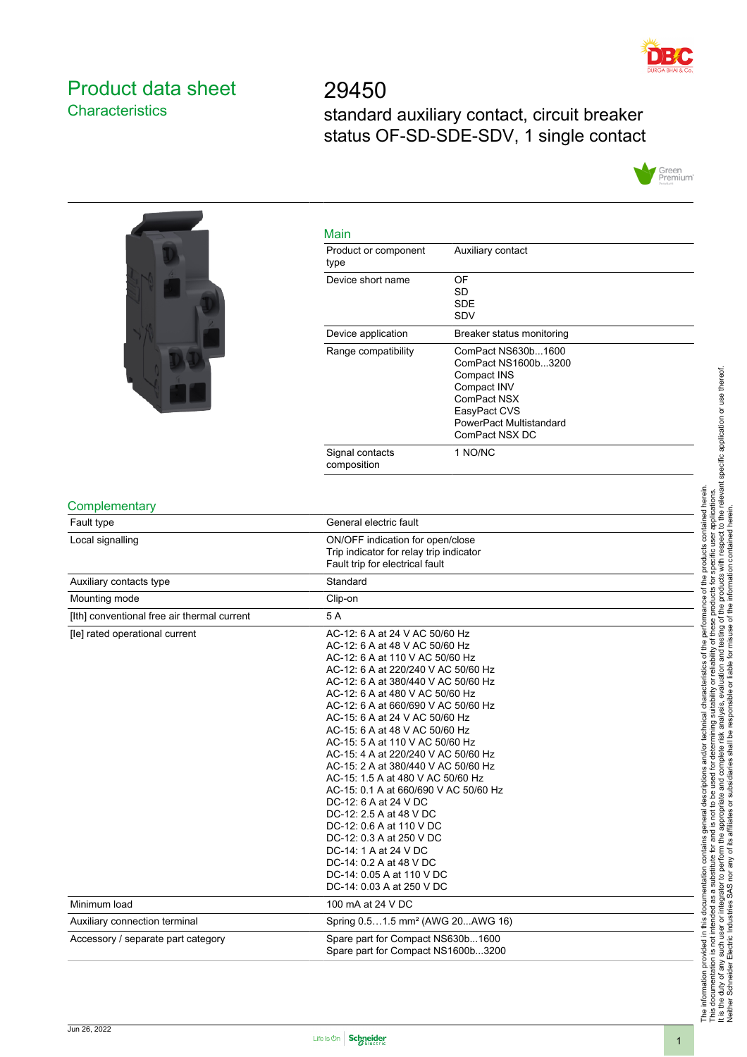# Product data sheet

## Characteristics

# 29450

standard auxiliary contact, circuit breaker status OF-SD-SDE-SDV, 1 single contact

### Main

| | |
|---|---|
| Product or component type | Auxiliary contact |
| Device short name | OF<br>SD<br>SDE<br>SDV |
| Device application | Breaker status monitoring |
| Range compatibility | ComPact NS630b...1600<br>ComPact NS1600b...3200<br>Compact INS<br>Compact INV<br>ComPact NSX<br>EasyPact CVS<br>PowerPact Multistandard<br>ComPact NSX DC |
| Signal contacts composition | 1 NO/NC |

### Complementary

| | |
|---|---|
| Fault type | General electric fault |
| Local signalling | ON/OFF indication for open/close<br>Trip indicator for relay trip indicator<br>Fault trip for electrical fault |
| Auxiliary contacts type | Standard |
| Mounting mode | Clip-on |
| [Ith] conventional free air thermal current | 5 A |
| [Ie] rated operational current | AC-12: 6 A at 24 V AC 50/60 Hz<br>AC-12: 6 A at 48 V AC 50/60 Hz<br>AC-12: 6 A at 110 V AC 50/60 Hz<br>AC-12: 6 A at 220/240 V AC 50/60 Hz<br>AC-12: 6 A at 380/440 V AC 50/60 Hz<br>AC-12: 6 A at 480 V AC 50/60 Hz<br>AC-12: 6 A at 660/690 V AC 50/60 Hz<br>AC-15: 6 A at 24 V AC 50/60 Hz<br>AC-15: 6 A at 48 V AC 50/60 Hz<br>AC-15: 5 A at 110 V AC 50/60 Hz<br>AC-15: 4 A at 220/240 V AC 50/60 Hz<br>AC-15: 2 A at 380/440 V AC 50/60 Hz<br>AC-15: 1.5 A at 480 V AC 50/60 Hz<br>AC-15: 0.1 A at 660/690 V AC 50/60 Hz<br>DC-12: 6 A at 24 V DC<br>DC-12: 2.5 A at 48 V DC<br>DC-12: 0.6 A at 110 V DC<br>DC-12: 0.3 A at 250 V DC<br>DC-14: 1 A at 24 V DC<br>DC-14: 0.2 A at 48 V DC<br>DC-14: 0.05 A at 110 V DC<br>DC-14: 0.03 A at 250 V DC |
| Minimum load | 100 mA at 24 V DC |
| Auxiliary connection terminal | Spring 0.5…1.5 mm² (AWG 20...AWG 16) |
| Accessory / separate part category | Spare part for Compact NS630b...1600<br>Spare part for Compact NS1600b...3200 |

The information provided in this documentation contains general descriptions and/or technical characteristics of the performance of the products contained herein. This documentation is not intended as a substitute for and is not to be used for determining suitability or reliability of these products for specific user applications. It is the duty of any such user or integrator to perform the appropriate and complete risk analysis, evaluation and testing of the products with respect to the relevant specific application or use thereof. Neither Schneider Electric Industries SAS nor any of its affiliates or subsidiaries shall be responsible or liable for misuse of the information contained herein.

Jun 26, 2022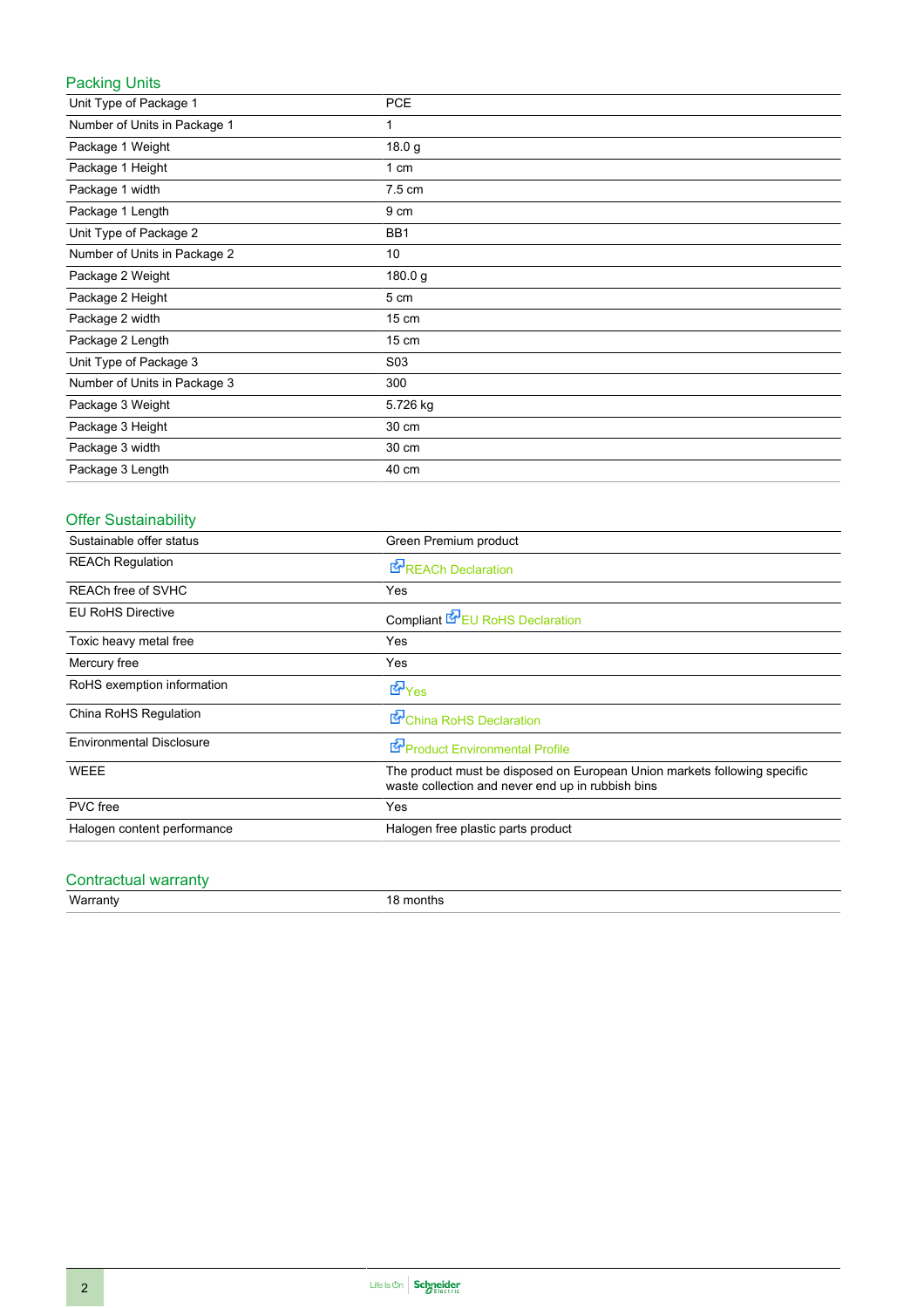## Packing Units

| | |
|---|---|
| Unit Type of Package 1 | PCE |
| Number of Units in Package 1 | 1 |
| Package 1 Weight | 18.0 g |
| Package 1 Height | 1 cm |
| Package 1 width | 7.5 cm |
| Package 1 Length | 9 cm |
| Unit Type of Package 2 | BB1 |
| Number of Units in Package 2 | 10 |
| Package 2 Weight | 180.0 g |
| Package 2 Height | 5 cm |
| Package 2 width | 15 cm |
| Package 2 Length | 15 cm |
| Unit Type of Package 3 | S03 |
| Number of Units in Package 3 | 300 |
| Package 3 Weight | 5.726 kg |
| Package 3 Height | 30 cm |
| Package 3 width | 30 cm |
| Package 3 Length | 40 cm |

## Offer Sustainability

| | |
|---|---|
| Sustainable offer status | Green Premium product |
| REACh Regulation | REACh Declaration |
| REACh free of SVHC | Yes |
| EU RoHS Directive | Compliant EU RoHS Declaration |
| Toxic heavy metal free | Yes |
| Mercury free | Yes |
| RoHS exemption information | Yes |
| China RoHS Regulation | China RoHS Declaration |
| Environmental Disclosure | Product Environmental Profile |
| WEEE | The product must be disposed on European Union markets following specific waste collection and never end up in rubbish bins |
| PVC free | Yes |
| Halogen content performance | Halogen free plastic parts product |

## Contractual warranty

| | |
|---|---|
| Warranty | 18 months |